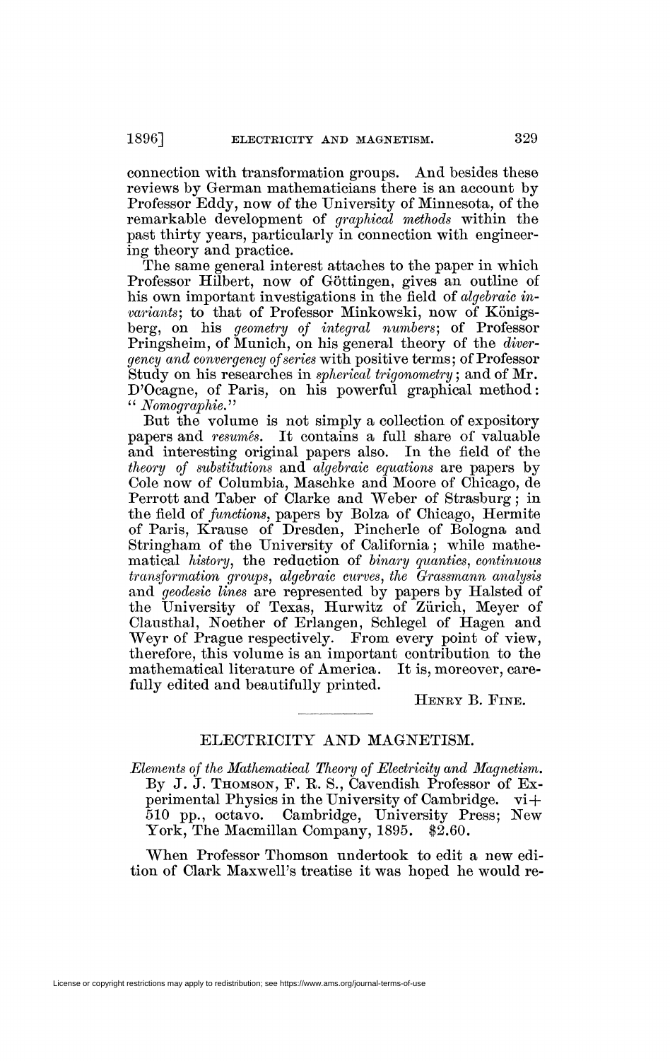connection with transformation groups. And besides these reviews by German mathematicians there is an account by Professor Eddy, now of the University of Minnesota, of the remarkable development of *graphical methods* within the past thirty years, particularly in connection with engineering theory and practice.

The same general interest attaches to the paper in which Professor Hilbert, now of Göttingen, gives an outline of his own important investigations in the field of *algebraic invariants*; to that of Professor Minkowski, now of Königsberg, on his *geometry of integral numbers*; of Professor Pringsheim, of Munich, on his general theory of the *divergency and convergency of series* with positive terms; of Professor Study on his researches in *spherical trigonometry*; and of Mr. D'Ocagne, of Paris, on his powerful graphical method: "*Nomographie.*"

But the volume is not simply a collection of expository papers and *resumés*. It contains a full share of valuable and interesting original papers also. In the field of the *theory of substitutions* and *algebraic equations* are papers by Cole now of Columbia, Maschke and Moore of Chicago, de Perrott and Taber of Clarke and Weber of Strasburg; in the field of *functions*, papers by Bolza of Chicago, Hermite of Paris, Krause of Dresden, Pincherle of Bologna and Stringham of the University of California; while mathematical *history*, the reduction of *binary quantics*, *continuous transformation groups*, *algebraic curves*, *the Grassmann analysis* and *geodesic lines* are represented by papers by Halsted of the University of Texas, Hurwitz of Zürich, Meyer of Clausthal, Noether of Erlangen, Schlegel of Hagen and Weyr of Prague respectively. From every point of view, therefore, this volume is an important contribution to the mathematical literature of America. It is, moreover, carefully edited and beautifully printed.

HENRY B. FINE.

## ELECTRICITY AND MAGNETISM.

*Elements of the Mathematical Theory of Electricity and Magnetism.* By J. J. THOMSON, F. R. S., Cavendish Professor of Experimental Physics in the University of Cambridge. vi+510 pp., octavo. Cambridge, University Press; New York, The Macmillan Company, 1895. $2.60.

When Professor Thomson undertook to edit a new edition of Clark Maxwell's treatise it was hoped he would re-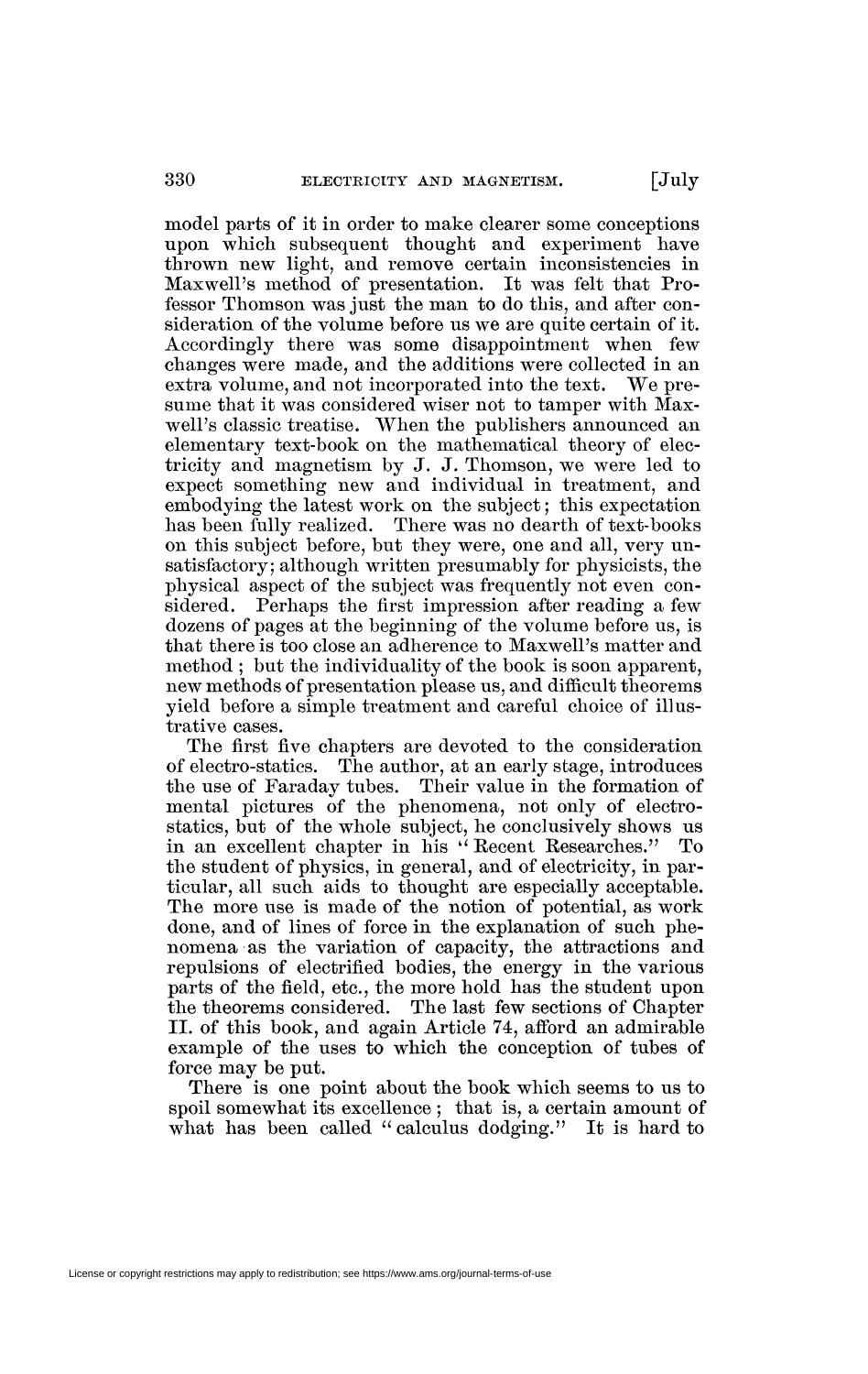model parts of it in order to make clearer some conceptions upon which subsequent thought and experiment have thrown new light, and remove certain inconsistencies in Maxwell's method of presentation. It was felt that Professor Thomson was just the man to do this, and after consideration of the volume before us we are quite certain of it. Accordingly there was some disappointment when few changes were made, and the additions were collected in an extra volume, and not incorporated into the text. We presume that it was considered wiser not to tamper with Maxwell's classic treatise. When the publishers announced an elementary text-book on the mathematical theory of electricity and magnetism by J. J. Thomson, we were led to expect something new and individual in treatment, and embodying the latest work on the subject; this expectation has been fully realized. There was no dearth of text-books on this subject before, but they were, one and all, very unsatisfactory; although written presumably for physicists, the physical aspect of the subject was frequently not even considered. Perhaps the first impression after reading a few dozens of pages at the beginning of the volume before us, is that there is too close an adherence to Maxwell's matter and method; but the individuality of the book is soon apparent, new methods of presentation please us, and difficult theorems yield before a simple treatment and careful choice of illustrative cases.

The first five chapters are devoted to the consideration of electro-statics. The author, at an early stage, introduces the use of Faraday tubes. Their value in the formation of mental pictures of the phenomena, not only of electrostatics, but of the whole subject, he conclusively shows us in an excellent chapter in his "Recent Researches." To the student of physics, in general, and of electricity, in particular, all such aids to thought are especially acceptable. The more use is made of the notion of potential, as work done, and of lines of force in the explanation of such phenomena as the variation of capacity, the attractions and repulsions of electrified bodies, the energy in the various parts of the field, etc., the more hold has the student upon the theorems considered. The last few sections of Chapter II. of this book, and again Article 74, afford an admirable example of the uses to which the conception of tubes of force may be put.

There is one point about the book which seems to us to spoil somewhat its excellence; that is, a certain amount of what has been called "calculus dodging." It is hard to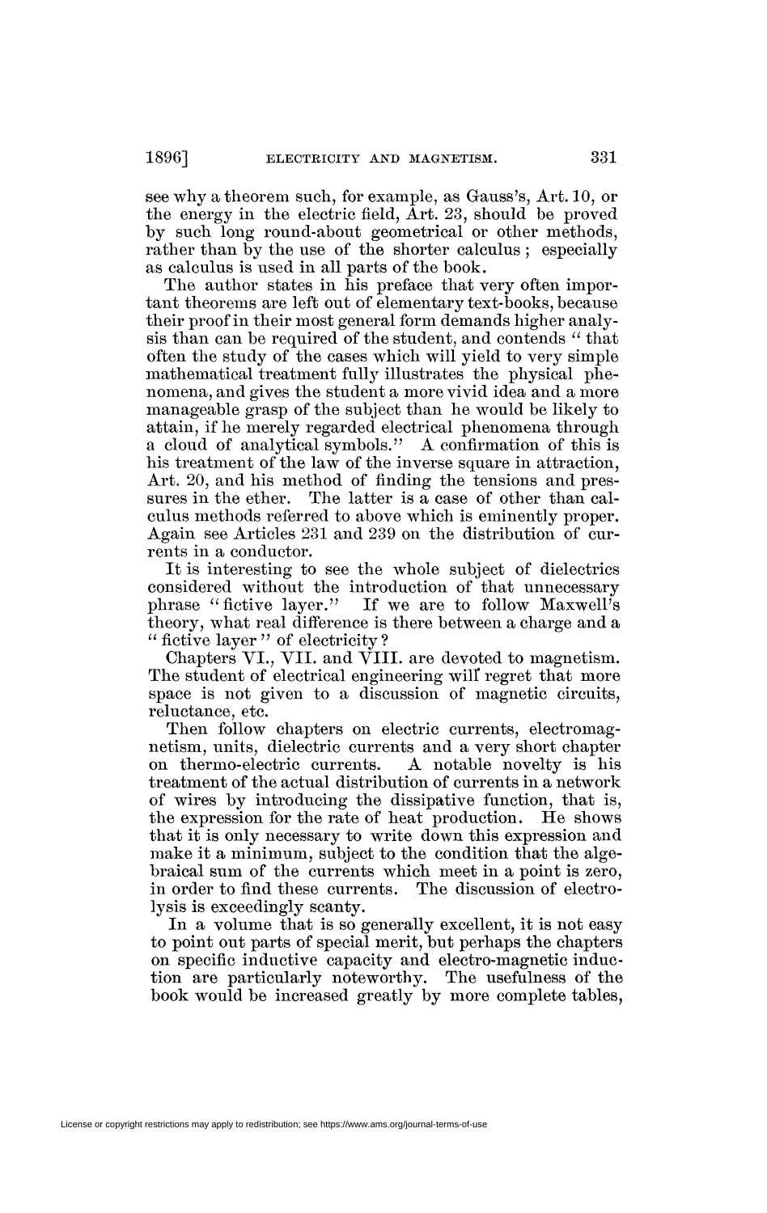see why a theorem such, for example, as Gauss's, Art. 10, or the energy in the electric field, Art. 23, should be proved by such long round-about geometrical or other methods, rather than by the use of the shorter calculus; especially as calculus is used in all parts of the book.

The author states in his preface that very often important theorems are left out of elementary text-books, because their proof in their most general form demands higher analysis than can be required of the student, and contends "that often the study of the cases which will yield to very simple mathematical treatment fully illustrates the physical phenomena, and gives the student a more vivid idea and a more manageable grasp of the subject than he would be likely to attain, if he merely regarded electrical phenomena through a cloud of analytical symbols." A confirmation of this is his treatment of the law of the inverse square in attraction, Art. 20, and his method of finding the tensions and pressures in the ether. The latter is a case of other than calculus methods referred to above which is eminently proper. Again see Articles 231 and 239 on the distribution of currents in a conductor.

It is interesting to see the whole subject of dielectrics considered without the introduction of that unnecessary phrase "fictive layer." If we are to follow Maxwell's theory, what real difference is there between a charge and a "fictive layer" of electricity?

Chapters VI., VII. and VIII. are devoted to magnetism. The student of electrical engineering will regret that more space is not given to a discussion of magnetic circuits, reluctance, etc.

Then follow chapters on electric currents, electromagnetism, units, dielectric currents and a very short chapter on thermo-electric currents. A notable novelty is his treatment of the actual distribution of currents in a network of wires by introducing the dissipative function, that is, the expression for the rate of heat production. He shows that it is only necessary to write down this expression and make it a minimum, subject to the condition that the algebraical sum of the currents which meet in a point is zero, in order to find these currents. The discussion of electrolysis is exceedingly scanty.

In a volume that is so generally excellent, it is not easy to point out parts of special merit, but perhaps the chapters on specific inductive capacity and electro-magnetic induction are particularly noteworthy. The usefulness of the book would be increased greatly by more complete tables,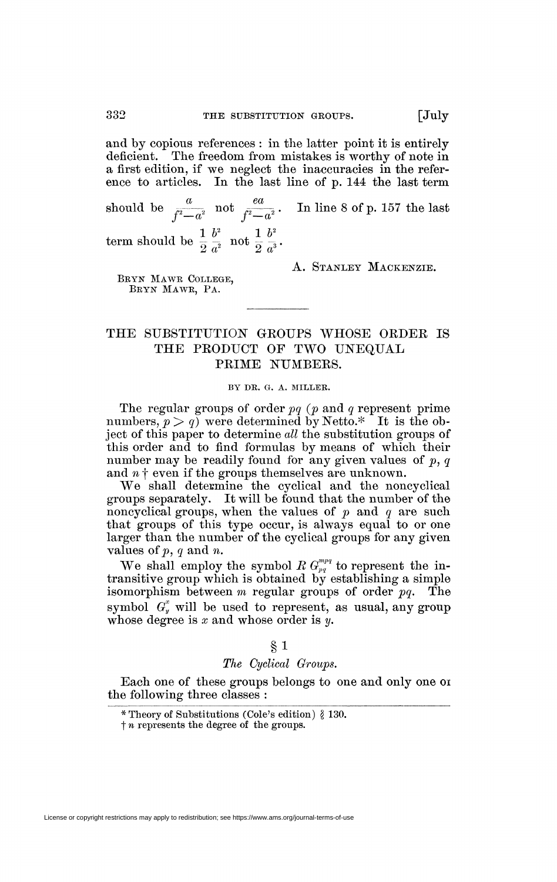and by copious references: in the latter point it is entirely deficient. The freedom from mistakes is worthy of note in a first edition, if we neglect the inaccuracies in the reference to articles. In the last line of p. 144 the last term should be $\frac{a}{f^2 - a^2}$ not $\frac{ea}{f^2 - a^2}$. In line 8 of p. 157 the last term should be $\frac{1}{2}\frac{b^2}{a^2}$ not $\frac{1}{2}\frac{b^2}{a^3}$.

A. STANLEY MACKENZIE.

BRYN MAWR COLLEGE,
BRYN MAWR, PA.

---

# THE SUBSTITUTION GROUPS WHOSE ORDER IS THE PRODUCT OF TWO UNEQUAL PRIME NUMBERS.

BY DR. G. A. MILLER.

The regular groups of order $pq$ ($p$ and $q$ represent prime numbers, $p > q$) were determined by Netto.* It is the object of this paper to determine *all* the substitution groups of this order and to find formulas by means of which their number may be readily found for any given values of $p$, $q$ and $n$† even if the groups themselves are unknown.

We shall determine the cyclical and the noncyclical groups separately. It will be found that the number of the noncyclical groups, when the values of $p$ and $q$ are such that groups of this type occur, is always equal to or one larger than the number of the cyclical groups for any given values of $p$, $q$ and $n$.

We shall employ the symbol $R\, G_{pq}^{mpq}$ to represent the intransitive group which is obtained by establishing a simple isomorphism between $m$ regular groups of order $pq$. The symbol $G_y^x$ will be used to represent, as usual, any group whose degree is $x$ and whose order is $y$.

## § 1

### *The Cyclical Groups.*

Each one of these groups belongs to one and only one of the following three classes:

* Theory of Substitutions (Cole's edition) § 130.

† $n$ represents the degree of the groups.